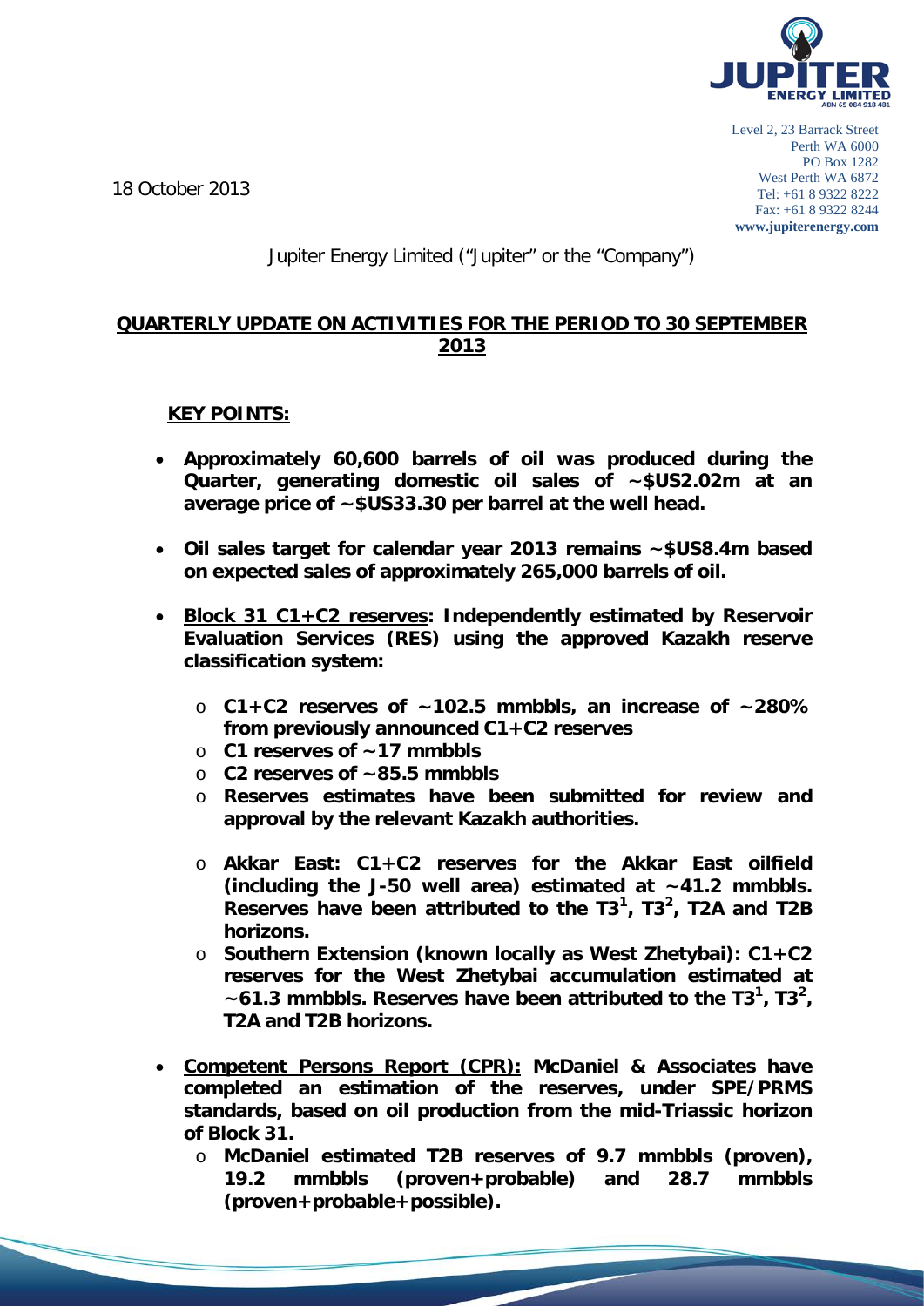Level 2, 23 Barrack Street
Perth WA 6000
PO Box 1282
West Perth WA 6872
Tel: +61 8 9322 8222
Fax: +61 8 9322 8244
**www.jupiterenergy.com**

18 October 2013

Jupiter Energy Limited ("Jupiter" or the "Company")

## QUARTERLY UPDATE ON ACTIVITIES FOR THE PERIOD TO 30 SEPTEMBER 2013

### KEY POINTS:

- **Approximately 60,600 barrels of oil was produced during the Quarter, generating domestic oil sales of ~$US2.02m at an average price of ~$US33.30 per barrel at the well head.**
- **Oil sales target for calendar year 2013 remains ~$US8.4m based on expected sales of approximately 265,000 barrels of oil.**
- **Block 31 C1+C2 reserves: Independently estimated by Reservoir Evaluation Services (RES) using the approved Kazakh reserve classification system:**
  - **C1+C2 reserves of ~102.5 mmbbls, an increase of ~280% from previously announced C1+C2 reserves**
  - **C1 reserves of ~17 mmbbls**
  - **C2 reserves of ~85.5 mmbbls**
  - **Reserves estimates have been submitted for review and approval by the relevant Kazakh authorities.**
  - **Akkar East: C1+C2 reserves for the Akkar East oilfield (including the J-50 well area) estimated at ~41.2 mmbbls. Reserves have been attributed to the $T3^1$, $T3^2$, T2A and T2B horizons.**
  - **Southern Extension (known locally as West Zhetybai): C1+C2 reserves for the West Zhetybai accumulation estimated at ~61.3 mmbbls. Reserves have been attributed to the $T3^1$, $T3^2$, T2A and T2B horizons.**
- **Competent Persons Report (CPR): McDaniel & Associates have completed an estimation of the reserves, under SPE/PRMS standards, based on oil production from the mid-Triassic horizon of Block 31.**
  - **McDaniel estimated T2B reserves of 9.7 mmbbls (proven), 19.2 mmbbls (proven+probable) and 28.7 mmbbls (proven+probable+possible).**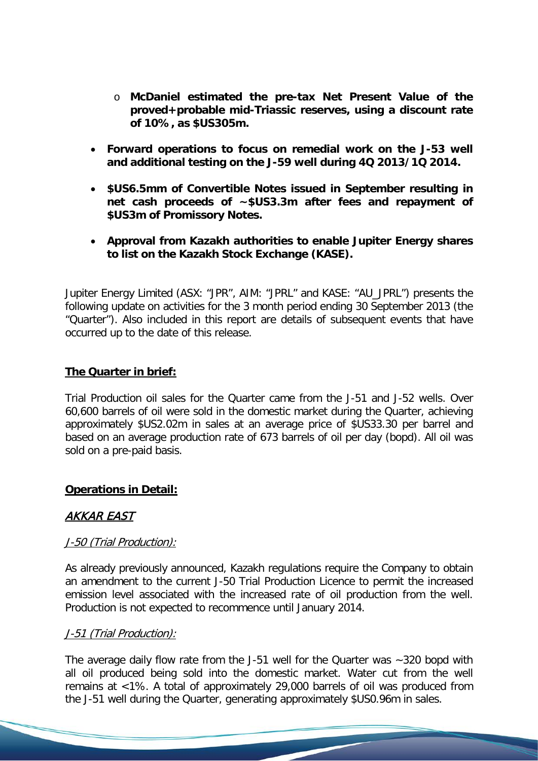- **McDaniel estimated the pre-tax Net Present Value of the proved+probable mid-Triassic reserves, using a discount rate of 10%, as $US305m.**

- **Forward operations to focus on remedial work on the J-53 well and additional testing on the J-59 well during 4Q 2013/1Q 2014.**

- **$US6.5mm of Convertible Notes issued in September resulting in net cash proceeds of ~$US3.3m after fees and repayment of $US3m of Promissory Notes.**

- **Approval from Kazakh authorities to enable Jupiter Energy shares to list on the Kazakh Stock Exchange (KASE).**

Jupiter Energy Limited (ASX: "JPR", AIM: "JPRL" and KASE: "AU_JPRL") presents the following update on activities for the 3 month period ending 30 September 2013 (the "Quarter"). Also included in this report are details of subsequent events that have occurred up to the date of this release.

## The Quarter in brief:

Trial Production oil sales for the Quarter came from the J-51 and J-52 wells. Over 60,600 barrels of oil were sold in the domestic market during the Quarter, achieving approximately $US2.02m in sales at an average price of $US33.30 per barrel and based on an average production rate of 673 barrels of oil per day (bopd). All oil was sold on a pre-paid basis.

## Operations in Detail:

### AKKAR EAST

#### *J-50 (Trial Production):*

As already previously announced, Kazakh regulations require the Company to obtain an amendment to the current J-50 Trial Production Licence to permit the increased emission level associated with the increased rate of oil production from the well. Production is not expected to recommence until January 2014.

#### *J-51 (Trial Production):*

The average daily flow rate from the J-51 well for the Quarter was ~320 bopd with all oil produced being sold into the domestic market. Water cut from the well remains at <1%. A total of approximately 29,000 barrels of oil was produced from the J-51 well during the Quarter, generating approximately $US0.96m in sales.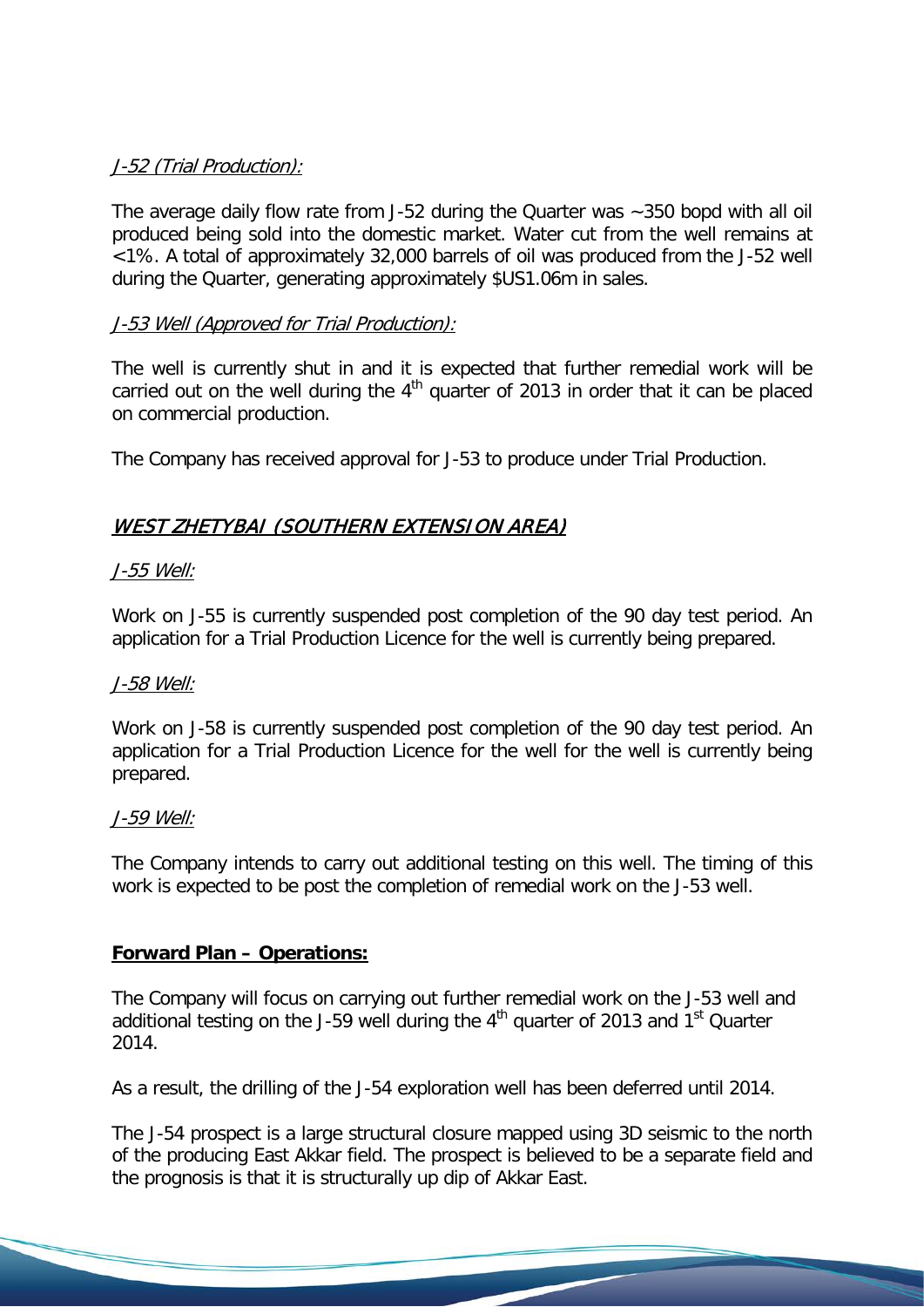*J-52 (Trial Production):*

The average daily flow rate from J-52 during the Quarter was ~350 bopd with all oil produced being sold into the domestic market. Water cut from the well remains at <1%. A total of approximately 32,000 barrels of oil was produced from the J-52 well during the Quarter, generating approximately $US1.06m in sales.

*J-53 Well (Approved for Trial Production):*

The well is currently shut in and it is expected that further remedial work will be carried out on the well during the 4th quarter of 2013 in order that it can be placed on commercial production.

The Company has received approval for J-53 to produce under Trial Production.

## WEST ZHETYBAI (SOUTHERN EXTENSION AREA)

*J-55 Well:*

Work on J-55 is currently suspended post completion of the 90 day test period. An application for a Trial Production Licence for the well is currently being prepared.

*J-58 Well:*

Work on J-58 is currently suspended post completion of the 90 day test period. An application for a Trial Production Licence for the well for the well is currently being prepared.

*J-59 Well:*

The Company intends to carry out additional testing on this well. The timing of this work is expected to be post the completion of remedial work on the J-53 well.

**Forward Plan – Operations:**

The Company will focus on carrying out further remedial work on the J-53 well and additional testing on the J-59 well during the 4th quarter of 2013 and 1st Quarter 2014.

As a result, the drilling of the J-54 exploration well has been deferred until 2014.

The J-54 prospect is a large structural closure mapped using 3D seismic to the north of the producing East Akkar field. The prospect is believed to be a separate field and the prognosis is that it is structurally up dip of Akkar East.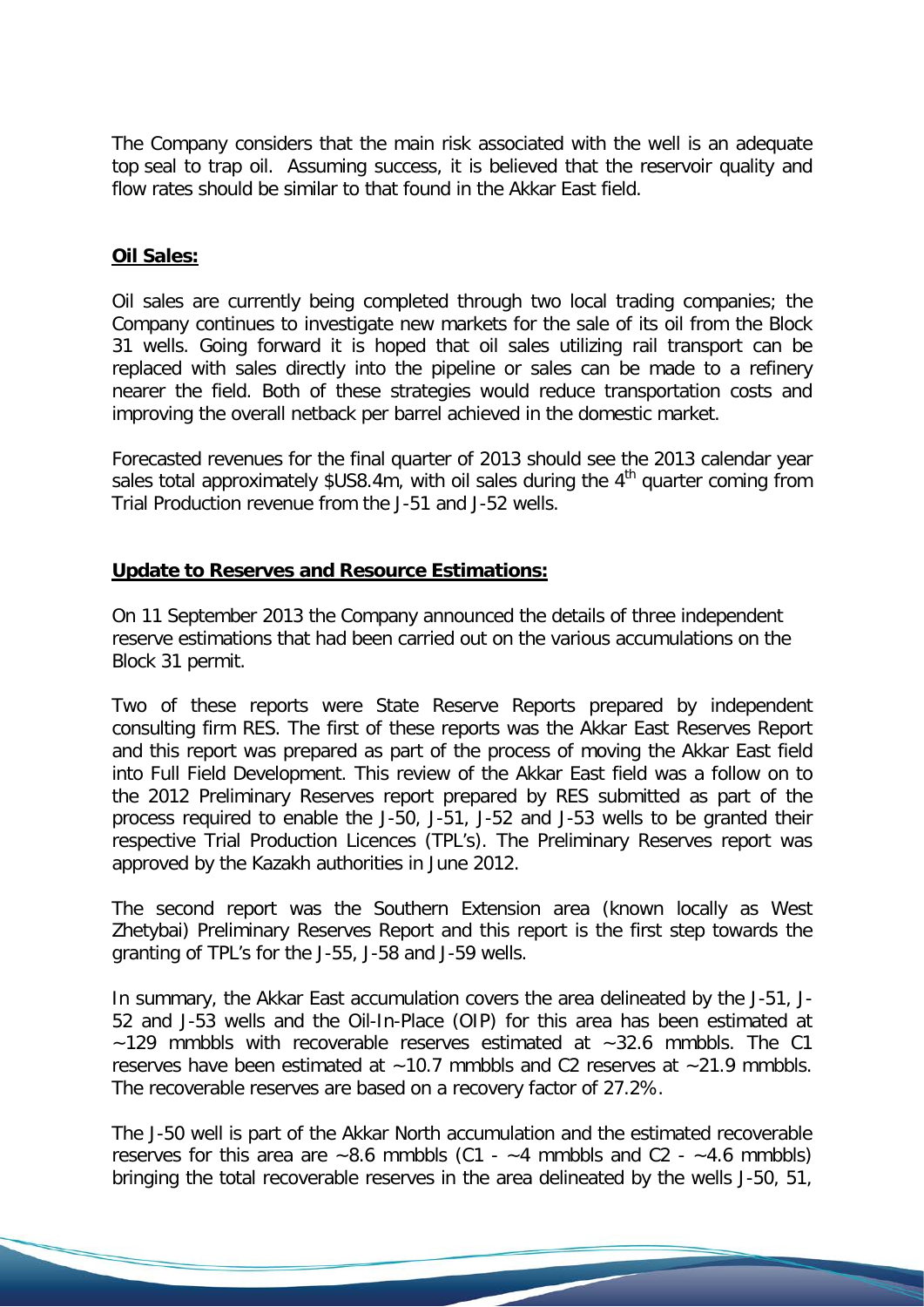The Company considers that the main risk associated with the well is an adequate top seal to trap oil. Assuming success, it is believed that the reservoir quality and flow rates should be similar to that found in the Akkar East field.

## **Oil Sales:**

Oil sales are currently being completed through two local trading companies; the Company continues to investigate new markets for the sale of its oil from the Block 31 wells. Going forward it is hoped that oil sales utilizing rail transport can be replaced with sales directly into the pipeline or sales can be made to a refinery nearer the field. Both of these strategies would reduce transportation costs and improving the overall netback per barrel achieved in the domestic market.

Forecasted revenues for the final quarter of 2013 should see the 2013 calendar year sales total approximately $US8.4m, with oil sales during the 4th quarter coming from Trial Production revenue from the J-51 and J-52 wells.

## **Update to Reserves and Resource Estimations:**

On 11 September 2013 the Company announced the details of three independent reserve estimations that had been carried out on the various accumulations on the Block 31 permit.

Two of these reports were State Reserve Reports prepared by independent consulting firm RES. The first of these reports was the Akkar East Reserves Report and this report was prepared as part of the process of moving the Akkar East field into Full Field Development. This review of the Akkar East field was a follow on to the 2012 Preliminary Reserves report prepared by RES submitted as part of the process required to enable the J-50, J-51, J-52 and J-53 wells to be granted their respective Trial Production Licences (TPL's). The Preliminary Reserves report was approved by the Kazakh authorities in June 2012.

The second report was the Southern Extension area (known locally as West Zhetybai) Preliminary Reserves Report and this report is the first step towards the granting of TPL's for the J-55, J-58 and J-59 wells.

In summary, the Akkar East accumulation covers the area delineated by the J-51, J-52 and J-53 wells and the Oil-In-Place (OIP) for this area has been estimated at ~129 mmbbls with recoverable reserves estimated at ~32.6 mmbbls. The C1 reserves have been estimated at ~10.7 mmbbls and C2 reserves at ~21.9 mmbbls. The recoverable reserves are based on a recovery factor of 27.2%.

The J-50 well is part of the Akkar North accumulation and the estimated recoverable reserves for this area are ~8.6 mmbbls (C1 - ~4 mmbbls and C2 - ~4.6 mmbbls) bringing the total recoverable reserves in the area delineated by the wells J-50, 51,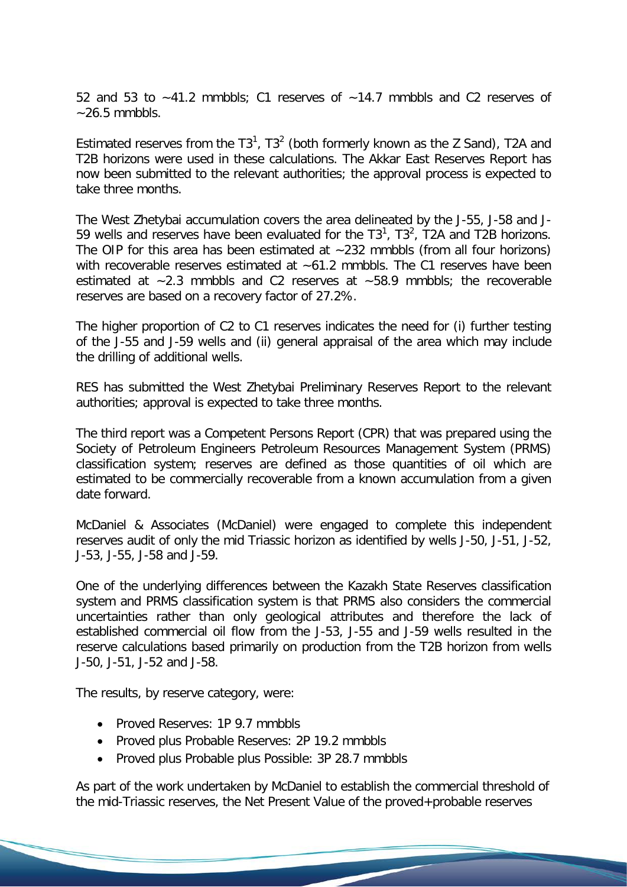52 and 53 to ~41.2 mmbbls; C1 reserves of ~14.7 mmbbls and C2 reserves of ~26.5 mmbbls.

Estimated reserves from the $T3^1$, $T3^2$ (both formerly known as the Z Sand), T2A and T2B horizons were used in these calculations. The Akkar East Reserves Report has now been submitted to the relevant authorities; the approval process is expected to take three months.

The West Zhetybai accumulation covers the area delineated by the J-55, J-58 and J-59 wells and reserves have been evaluated for the $T3^1$, $T3^2$, T2A and T2B horizons. The OIP for this area has been estimated at ~232 mmbbls (from all four horizons) with recoverable reserves estimated at ~61.2 mmbbls. The C1 reserves have been estimated at ~2.3 mmbbls and C2 reserves at ~58.9 mmbbls; the recoverable reserves are based on a recovery factor of 27.2%.

The higher proportion of C2 to C1 reserves indicates the need for (i) further testing of the J-55 and J-59 wells and (ii) general appraisal of the area which may include the drilling of additional wells.

RES has submitted the West Zhetybai Preliminary Reserves Report to the relevant authorities; approval is expected to take three months.

The third report was a Competent Persons Report (CPR) that was prepared using the Society of Petroleum Engineers Petroleum Resources Management System (PRMS) classification system; reserves are defined as those quantities of oil which are estimated to be commercially recoverable from a known accumulation from a given date forward.

McDaniel & Associates (McDaniel) were engaged to complete this independent reserves audit of only the mid Triassic horizon as identified by wells J-50, J-51, J-52, J-53, J-55, J-58 and J-59.

One of the underlying differences between the Kazakh State Reserves classification system and PRMS classification system is that PRMS also considers the commercial uncertainties rather than only geological attributes and therefore the lack of established commercial oil flow from the J-53, J-55 and J-59 wells resulted in the reserve calculations based primarily on production from the T2B horizon from wells J-50, J-51, J-52 and J-58.

The results, by reserve category, were:

- Proved Reserves: 1P 9.7 mmbbls
- Proved plus Probable Reserves: 2P 19.2 mmbls
- Proved plus Probable plus Possible: 3P 28.7 mmbbls

As part of the work undertaken by McDaniel to establish the commercial threshold of the mid-Triassic reserves, the Net Present Value of the proved+probable reserves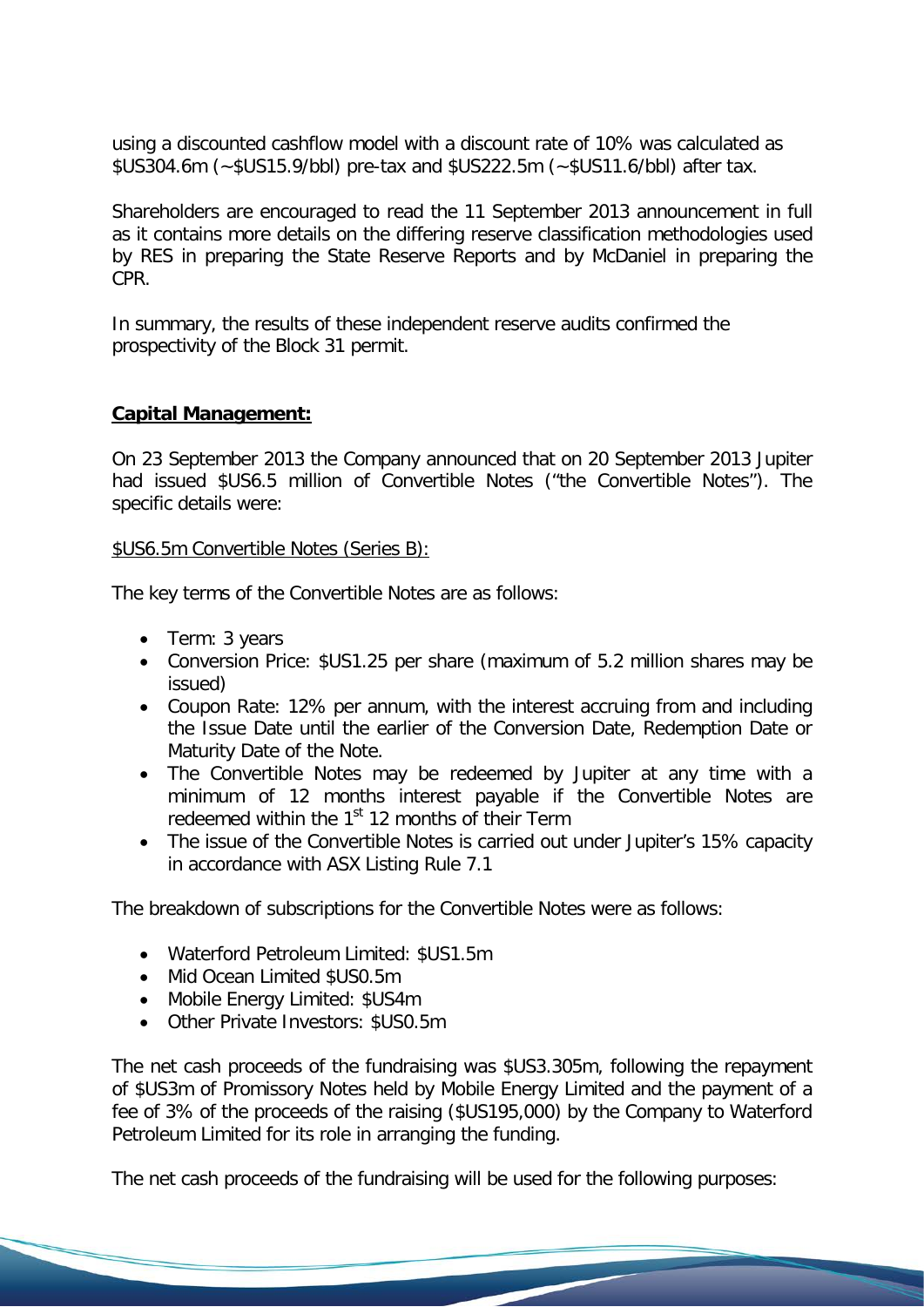using a discounted cashflow model with a discount rate of 10% was calculated as $US304.6m (~$US15.9/bbl) pre-tax and $US222.5m (~$US11.6/bbl) after tax.

Shareholders are encouraged to read the 11 September 2013 announcement in full as it contains more details on the differing reserve classification methodologies used by RES in preparing the State Reserve Reports and by McDaniel in preparing the CPR.

In summary, the results of these independent reserve audits confirmed the prospectivity of the Block 31 permit.

## **Capital Management:**

On 23 September 2013 the Company announced that on 20 September 2013 Jupiter had issued $US6.5 million of Convertible Notes ("the Convertible Notes"). The specific details were:

$US6.5m Convertible Notes (Series B):

The key terms of the Convertible Notes are as follows:

- Term: 3 years
- Conversion Price: $US1.25 per share (maximum of 5.2 million shares may be issued)
- Coupon Rate: 12% per annum, with the interest accruing from and including the Issue Date until the earlier of the Conversion Date, Redemption Date or Maturity Date of the Note.
- The Convertible Notes may be redeemed by Jupiter at any time with a minimum of 12 months interest payable if the Convertible Notes are redeemed within the 1st 12 months of their Term
- The issue of the Convertible Notes is carried out under Jupiter's 15% capacity in accordance with ASX Listing Rule 7.1

The breakdown of subscriptions for the Convertible Notes were as follows:

- Waterford Petroleum Limited: $US1.5m
- Mid Ocean Limited $US0.5m
- Mobile Energy Limited: $US4m
- Other Private Investors: $US0.5m

The net cash proceeds of the fundraising was $US3.305m, following the repayment of $US3m of Promissory Notes held by Mobile Energy Limited and the payment of a fee of 3% of the proceeds of the raising ($US195,000) by the Company to Waterford Petroleum Limited for its role in arranging the funding.

The net cash proceeds of the fundraising will be used for the following purposes: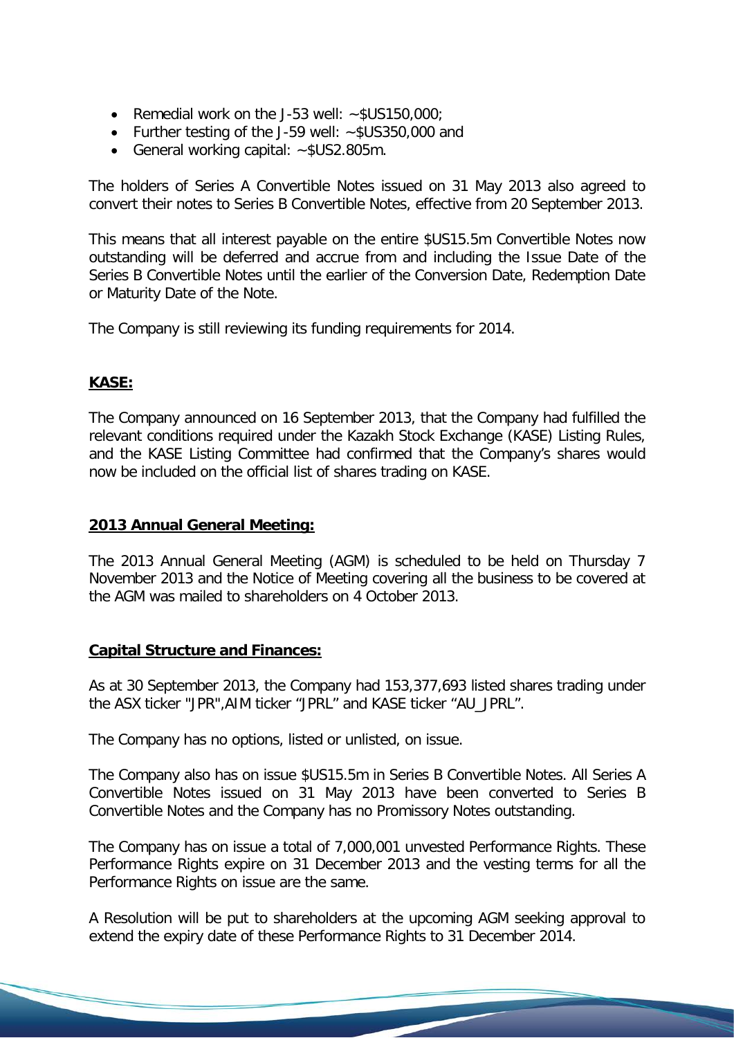- Remedial work on the J-53 well: ~$US150,000;
- Further testing of the J-59 well: ~$US350,000 and
- General working capital: ~$US2.805m.

The holders of Series A Convertible Notes issued on 31 May 2013 also agreed to convert their notes to Series B Convertible Notes, effective from 20 September 2013.

This means that all interest payable on the entire $US15.5m Convertible Notes now outstanding will be deferred and accrue from and including the Issue Date of the Series B Convertible Notes until the earlier of the Conversion Date, Redemption Date or Maturity Date of the Note.

The Company is still reviewing its funding requirements for 2014.

## **KASE:**

The Company announced on 16 September 2013, that the Company had fulfilled the relevant conditions required under the Kazakh Stock Exchange (KASE) Listing Rules, and the KASE Listing Committee had confirmed that the Company's shares would now be included on the official list of shares trading on KASE.

## **2013 Annual General Meeting:**

The 2013 Annual General Meeting (AGM) is scheduled to be held on Thursday 7 November 2013 and the Notice of Meeting covering all the business to be covered at the AGM was mailed to shareholders on 4 October 2013.

## **Capital Structure and Finances:**

As at 30 September 2013, the Company had 153,377,693 listed shares trading under the ASX ticker "JPR",AIM ticker "JPRL" and KASE ticker "AU_JPRL".

The Company has no options, listed or unlisted, on issue.

The Company also has on issue $US15.5m in Series B Convertible Notes. All Series A Convertible Notes issued on 31 May 2013 have been converted to Series B Convertible Notes and the Company has no Promissory Notes outstanding.

The Company has on issue a total of 7,000,001 unvested Performance Rights. These Performance Rights expire on 31 December 2013 and the vesting terms for all the Performance Rights on issue are the same.

A Resolution will be put to shareholders at the upcoming AGM seeking approval to extend the expiry date of these Performance Rights to 31 December 2014.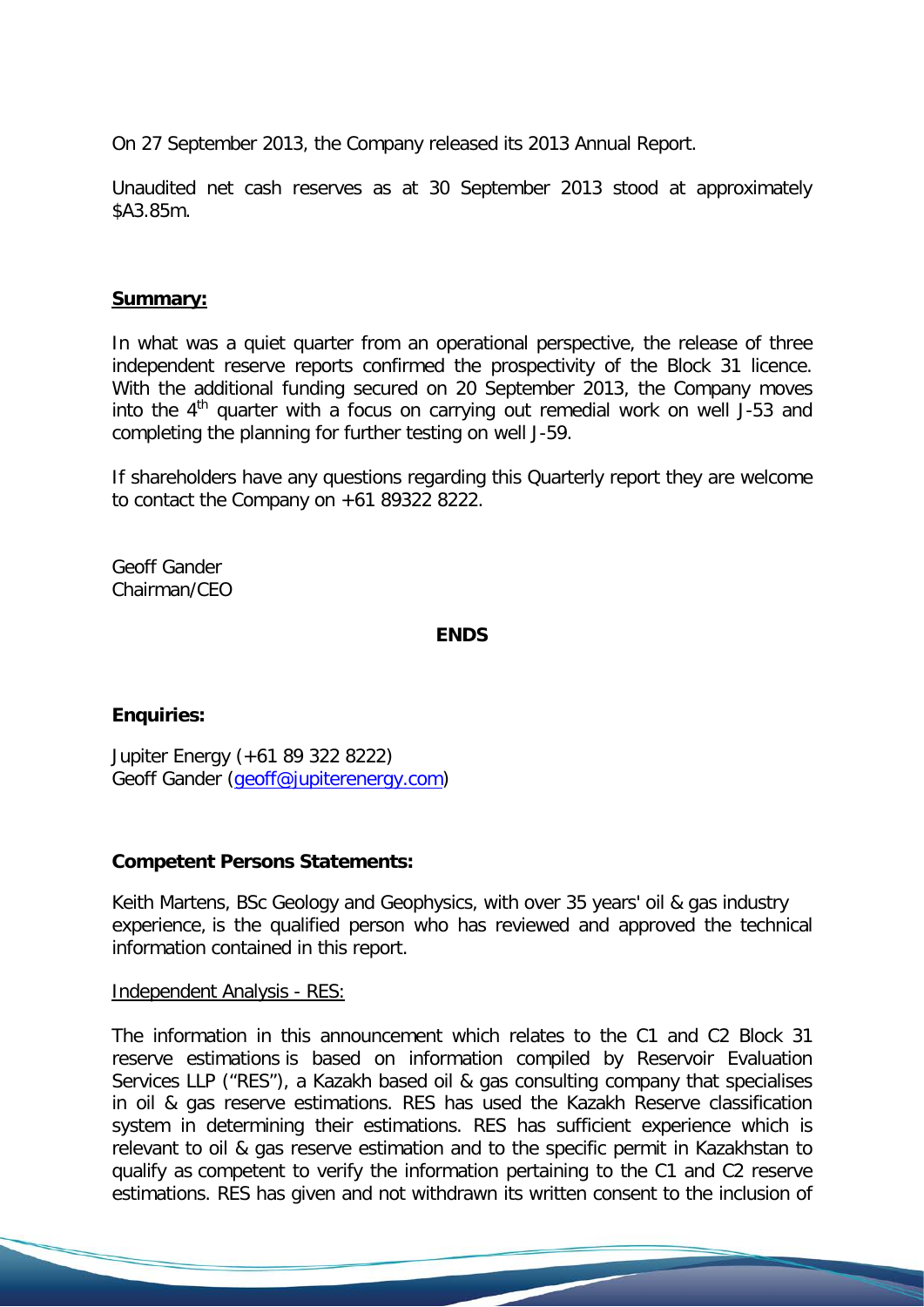On 27 September 2013, the Company released its 2013 Annual Report.

Unaudited net cash reserves as at 30 September 2013 stood at approximately $A3.85m.

**Summary:**

In what was a quiet quarter from an operational perspective, the release of three independent reserve reports confirmed the prospectivity of the Block 31 licence. With the additional funding secured on 20 September 2013, the Company moves into the 4th quarter with a focus on carrying out remedial work on well J-53 and completing the planning for further testing on well J-59.

If shareholders have any questions regarding this Quarterly report they are welcome to contact the Company on +61 89322 8222.

Geoff Gander
Chairman/CEO

**ENDS**

**Enquiries:**

Jupiter Energy (+61 89 322 8222)
Geoff Gander (geoff@jupiterenergy.com)

**Competent Persons Statements:**

Keith Martens, BSc Geology and Geophysics, with over 35 years' oil & gas industry experience, is the qualified person who has reviewed and approved the technical information contained in this report.

Independent Analysis - RES:

The information in this announcement which relates to the C1 and C2 Block 31 reserve estimations is based on information compiled by Reservoir Evaluation Services LLP ("RES"), a Kazakh based oil & gas consulting company that specialises in oil & gas reserve estimations. RES has used the Kazakh Reserve classification system in determining their estimations. RES has sufficient experience which is relevant to oil & gas reserve estimation and to the specific permit in Kazakhstan to qualify as competent to verify the information pertaining to the C1 and C2 reserve estimations. RES has given and not withdrawn its written consent to the inclusion of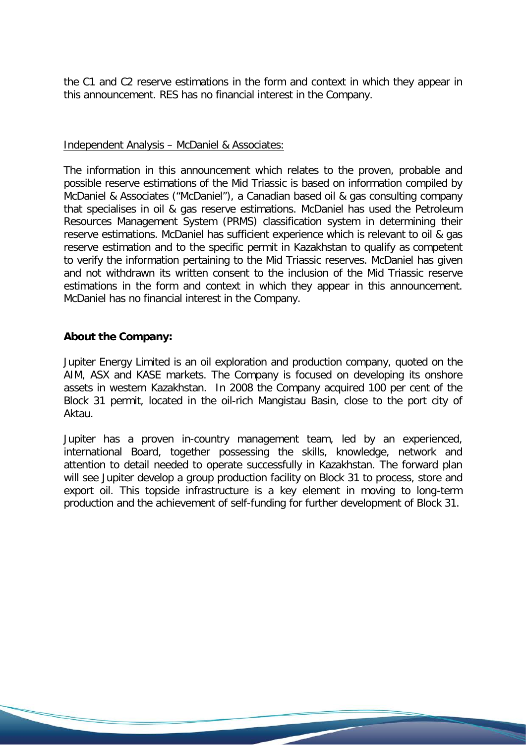the C1 and C2 reserve estimations in the form and context in which they appear in this announcement. RES has no financial interest in the Company.

<u>Independent Analysis – McDaniel & Associates:</u>

The information in this announcement which relates to the proven, probable and possible reserve estimations of the Mid Triassic is based on information compiled by McDaniel & Associates ("McDaniel"), a Canadian based oil & gas consulting company that specialises in oil & gas reserve estimations. McDaniel has used the Petroleum Resources Management System (PRMS) classification system in determining their reserve estimations. McDaniel has sufficient experience which is relevant to oil & gas reserve estimation and to the specific permit in Kazakhstan to qualify as competent to verify the information pertaining to the Mid Triassic reserves. McDaniel has given and not withdrawn its written consent to the inclusion of the Mid Triassic reserve estimations in the form and context in which they appear in this announcement. McDaniel has no financial interest in the Company.

**About the Company:**

Jupiter Energy Limited is an oil exploration and production company, quoted on the AIM, ASX and KASE markets. The Company is focused on developing its onshore assets in western Kazakhstan. In 2008 the Company acquired 100 per cent of the Block 31 permit, located in the oil-rich Mangistau Basin, close to the port city of Aktau.

Jupiter has a proven in-country management team, led by an experienced, international Board, together possessing the skills, knowledge, network and attention to detail needed to operate successfully in Kazakhstan. The forward plan will see Jupiter develop a group production facility on Block 31 to process, store and export oil. This topside infrastructure is a key element in moving to long-term production and the achievement of self-funding for further development of Block 31.